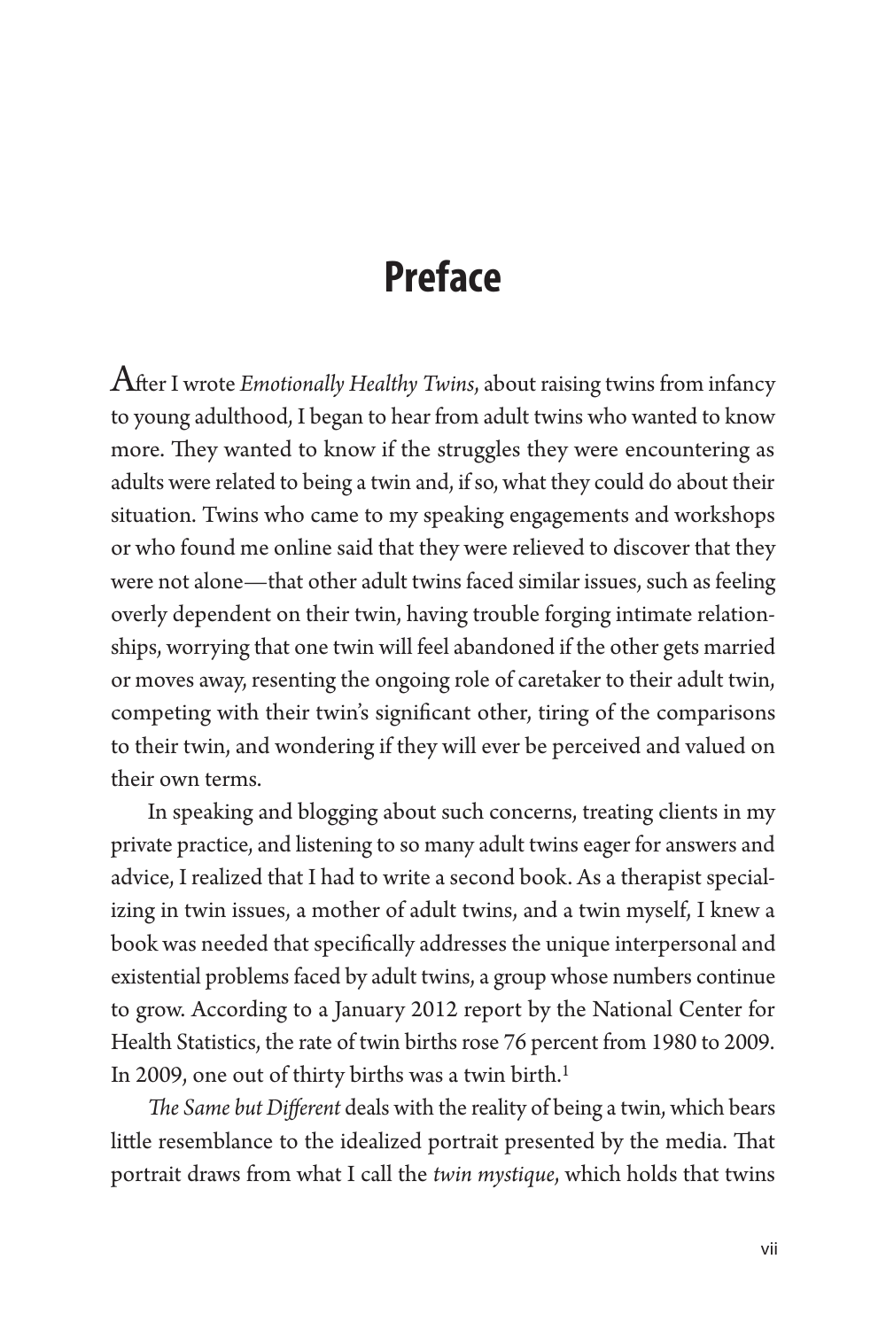# Preface

After I wrote *Emotionally Healthy Twins*, about raising twins from infancy to young adulthood, I began to hear from adult twins who wanted to know more. They wanted to know if the struggles they were encountering as adults were related to being a twin and, if so, what they could do about their situation. Twins who came to my speaking engagements and workshops or who found me online said that they were relieved to discover that they were not alone—that other adult twins faced similar issues, such as feeling overly dependent on their twin, having trouble forging intimate relationships, worrying that one twin will feel abandoned if the other gets married or moves away, resenting the ongoing role of caretaker to their adult twin, competing with their twin's significant other, tiring of the comparisons to their twin, and wondering if they will ever be perceived and valued on their own terms.

In speaking and blogging about such concerns, treating clients in my private practice, and listening to so many adult twins eager for answers and advice, I realized that I had to write a second book. As a therapist specializing in twin issues, a mother of adult twins, and a twin myself, I knew a book was needed that specifically addresses the unique interpersonal and existential problems faced by adult twins, a group whose numbers continue to grow. According to a January 2012 report by the National Center for Health Statistics, the rate of twin births rose 76 percent from 1980 to 2009. In 2009, one out of thirty births was a twin birth.[1]

*The Same but Different* deals with the reality of being a twin, which bears little resemblance to the idealized portrait presented by the media. That portrait draws from what I call the *twin mystique*, which holds that twins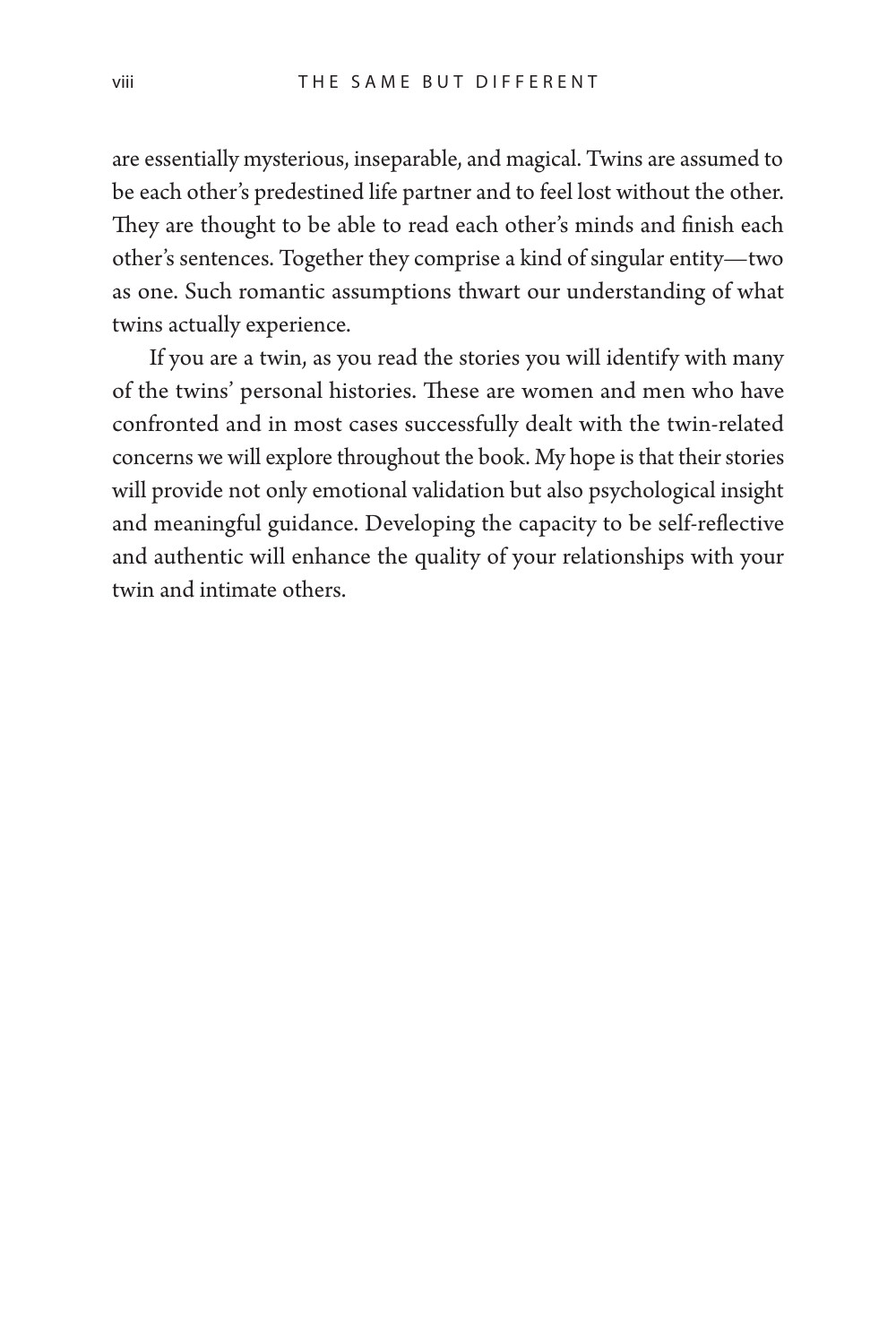are essentially mysterious, inseparable, and magical. Twins are assumed to be each other's predestined life partner and to feel lost without the other. They are thought to be able to read each other's minds and finish each other's sentences. Together they comprise a kind of singular entity—two as one. Such romantic assumptions thwart our understanding of what twins actually experience.

If you are a twin, as you read the stories you will identify with many of the twins' personal histories. These are women and men who have confronted and in most cases successfully dealt with the twin-related concerns we will explore throughout the book. My hope is that their stories will provide not only emotional validation but also psychological insight and meaningful guidance. Developing the capacity to be self-reflective and authentic will enhance the quality of your relationships with your twin and intimate others.